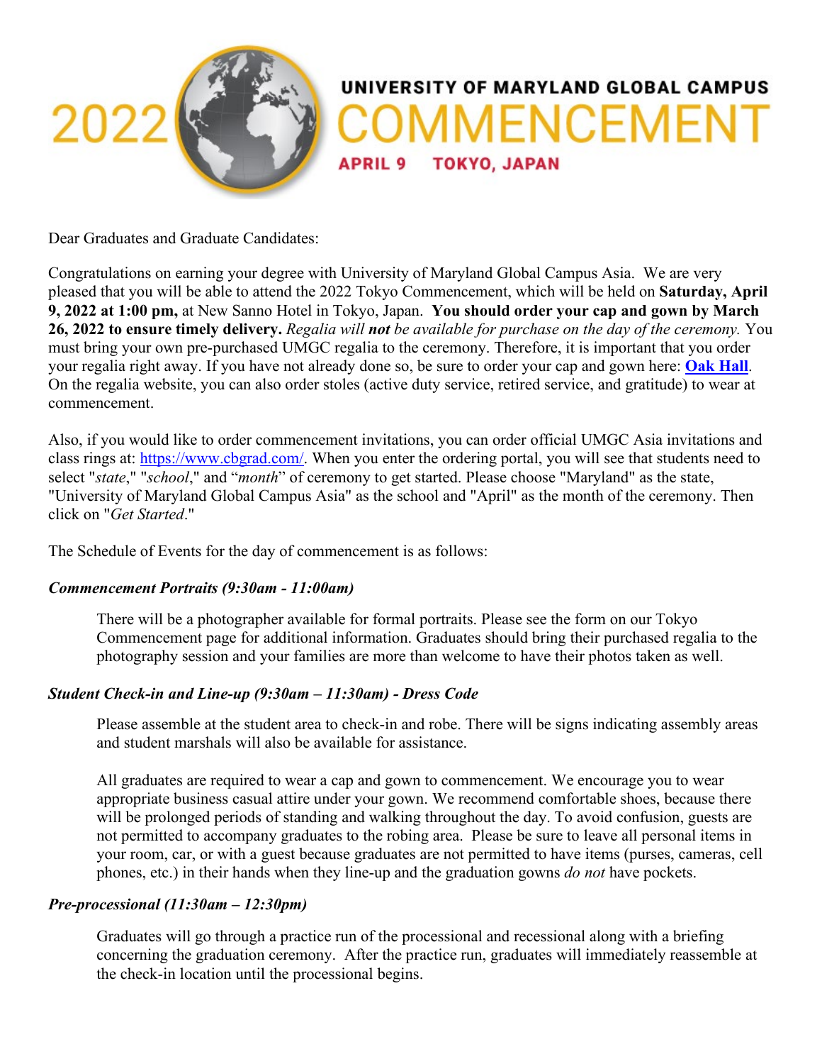# UNIVERSITY OF MARYLAND GLOBAL CAMPUS 2022 COMMENCEMENT

**APRIL 9 TOKYO, JAPAN**

Dear Graduates and Graduate Candidates:

Congratulations on earning your degree with University of Maryland Global Campus Asia. We are very pleased that you will be able to attend the 2022 Tokyo Commencement, which will be held on **Saturday, April 9, 2022 at 1:00 pm,** at New Sanno Hotel in Tokyo, Japan. **You should order your cap and gown by March 26, 2022 to ensure timely delivery.** *Regalia will **not** be available for purchase on the day of the ceremony.* You must bring your own pre-purchased UMGC regalia to the ceremony. Therefore, it is important that you order your regalia right away. If you have not already done so, be sure to order your cap and gown here: **Oak Hall**. On the regalia website, you can also order stoles (active duty service, retired service, and gratitude) to wear at commencement.

Also, if you would like to order commencement invitations, you can order official UMGC Asia invitations and class rings at: https://www.cbgrad.com/. When you enter the ordering portal, you will see that students need to select "*state*," "*school*," and "*month*" of ceremony to get started. Please choose "Maryland" as the state, "University of Maryland Global Campus Asia" as the school and "April" as the month of the ceremony. Then click on "*Get Started*."

The Schedule of Events for the day of commencement is as follows:

***Commencement Portraits (9:30am - 11:00am)***

There will be a photographer available for formal portraits. Please see the form on our Tokyo Commencement page for additional information. Graduates should bring their purchased regalia to the photography session and your families are more than welcome to have their photos taken as well.

***Student Check-in and Line-up (9:30am – 11:30am) - Dress Code***

Please assemble at the student area to check-in and robe. There will be signs indicating assembly areas and student marshals will also be available for assistance.

All graduates are required to wear a cap and gown to commencement. We encourage you to wear appropriate business casual attire under your gown. We recommend comfortable shoes, because there will be prolonged periods of standing and walking throughout the day. To avoid confusion, guests are not permitted to accompany graduates to the robing area. Please be sure to leave all personal items in your room, car, or with a guest because graduates are not permitted to have items (purses, cameras, cell phones, etc.) in their hands when they line-up and the graduation gowns *do not* have pockets.

***Pre-processional (11:30am – 12:30pm)***

Graduates will go through a practice run of the processional and recessional along with a briefing concerning the graduation ceremony. After the practice run, graduates will immediately reassemble at the check-in location until the processional begins.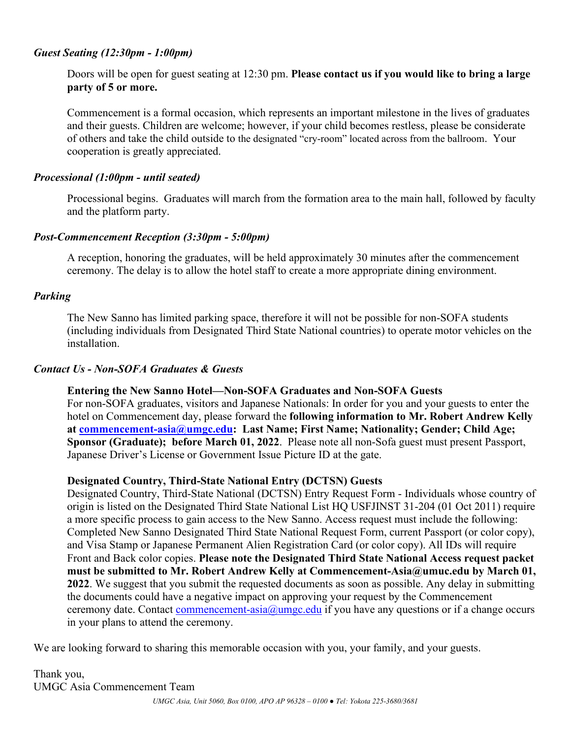### *Guest Seating (12:30pm - 1:00pm)*

Doors will be open for guest seating at 12:30 pm. **Please contact us if you would like to bring a large party of 5 or more.**

Commencement is a formal occasion, which represents an important milestone in the lives of graduates and their guests. Children are welcome; however, if your child becomes restless, please be considerate of others and take the child outside to the designated "cry-room" located across from the ballroom. Your cooperation is greatly appreciated.

### *Processional (1:00pm - until seated)*

Processional begins. Graduates will march from the formation area to the main hall, followed by faculty and the platform party.

### *Post-Commencement Reception (3:30pm - 5:00pm)*

A reception, honoring the graduates, will be held approximately 30 minutes after the commencement ceremony. The delay is to allow the hotel staff to create a more appropriate dining environment.

### *Parking*

The New Sanno has limited parking space, therefore it will not be possible for non-SOFA students (including individuals from Designated Third State National countries) to operate motor vehicles on the installation.

### *Contact Us - Non-SOFA Graduates & Guests*

**Entering the New Sanno Hotel—Non-SOFA Graduates and Non-SOFA Guests**
For non-SOFA graduates, visitors and Japanese Nationals: In order for you and your guests to enter the hotel on Commencement day, please forward the **following information to Mr. Robert Andrew Kelly at commencement-asia@umgc.edu: Last Name; First Name; Nationality; Gender; Child Age; Sponsor (Graduate); before March 01, 2022**. Please note all non-Sofa guest must present Passport, Japanese Driver's License or Government Issue Picture ID at the gate.

**Designated Country, Third-State National Entry (DCTSN) Guests**
Designated Country, Third-State National (DCTSN) Entry Request Form - Individuals whose country of origin is listed on the Designated Third State National List HQ USFJINST 31-204 (01 Oct 2011) require a more specific process to gain access to the New Sanno. Access request must include the following: Completed New Sanno Designated Third State National Request Form, current Passport (or color copy), and Visa Stamp or Japanese Permanent Alien Registration Card (or color copy). All IDs will require Front and Back color copies. **Please note the Designated Third State National Access request packet must be submitted to Mr. Robert Andrew Kelly at Commencement-Asia@umuc.edu by March 01, 2022**. We suggest that you submit the requested documents as soon as possible. Any delay in submitting the documents could have a negative impact on approving your request by the Commencement ceremony date. Contact commencement-asia@umgc.edu if you have any questions or if a change occurs in your plans to attend the ceremony.

We are looking forward to sharing this memorable occasion with you, your family, and your guests.

Thank you,
UMGC Asia Commencement Team

*UMGC Asia, Unit 5060, Box 0100, APO AP 96328 – 0100 ● Tel: Yokota 225-3680/3681*